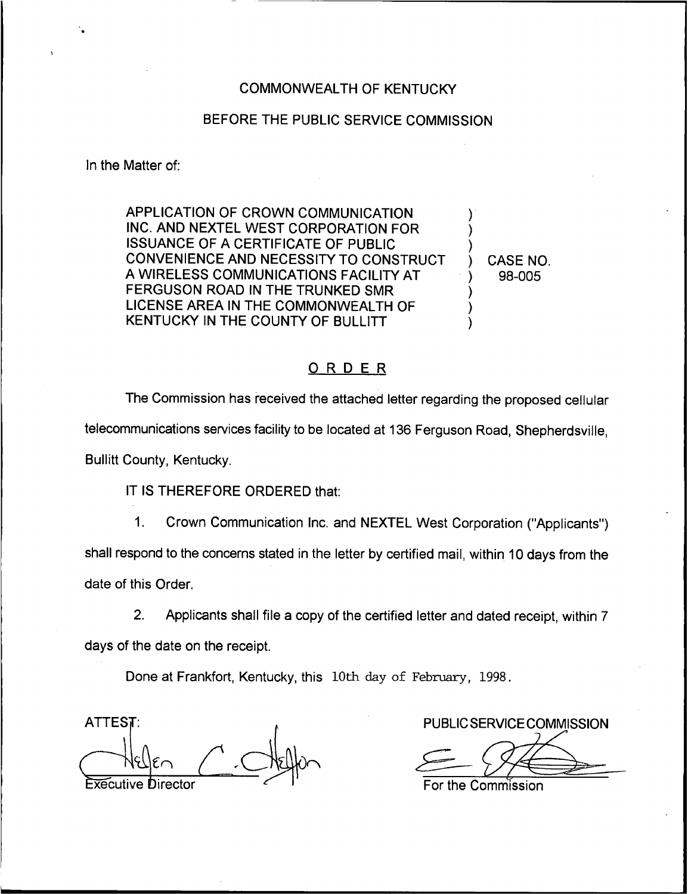COMMONWEALTH OF KENTUCKY

BEFORE THE PUBLIC SERVICE COMMISSION

In the Matter of:

| | | |
|---|---|---|
| APPLICATION OF CROWN COMMUNICATION INC. AND NEXTEL WEST CORPORATION FOR ISSUANCE OF A CERTIFICATE OF PUBLIC CONVENIENCE AND NECESSITY TO CONSTRUCT A WIRELESS COMMUNICATIONS FACILITY AT FERGUSON ROAD IN THE TRUNKED SMR LICENSE AREA IN THE COMMONWEALTH OF KENTUCKY IN THE COUNTY OF BULLITT | ) | CASE NO. 98-005 |

## ORDER

The Commission has received the attached letter regarding the proposed cellular telecommunications services facility to be located at 136 Ferguson Road, Shepherdsville, Bullitt County, Kentucky.

IT IS THEREFORE ORDERED that:

1. Crown Communication Inc. and NEXTEL West Corporation ("Applicants") shall respond to the concerns stated in the letter by certified mail, within 10 days from the date of this Order.

2. Applicants shall file a copy of the certified letter and dated receipt, within 7 days of the date on the receipt.

Done at Frankfort, Kentucky, this 10th day of February, 1998.

PUBLIC SERVICE COMMISSION

For the Commission

ATTEST:

Executive Director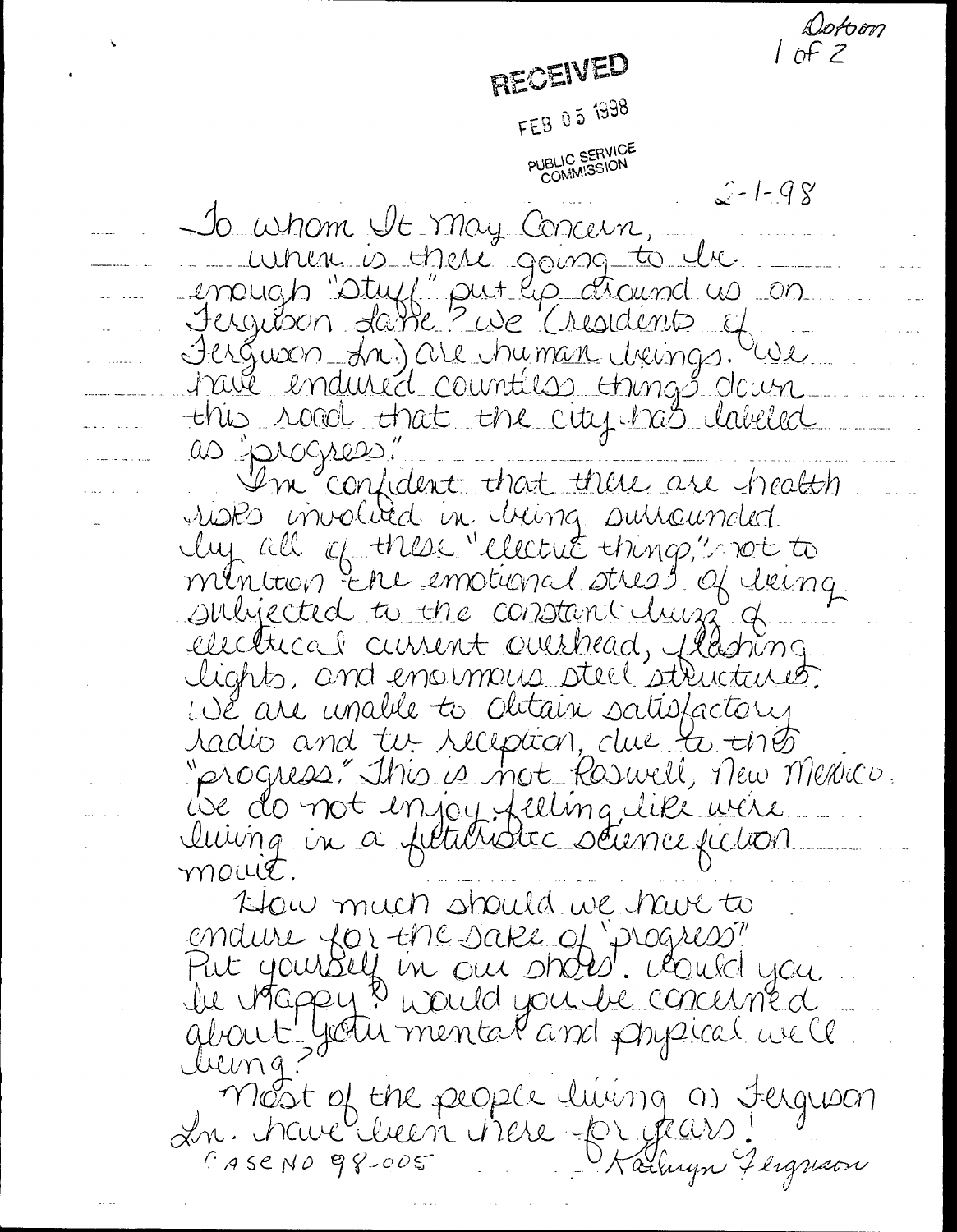Dotson
1 of 2

RECEIVED

FEB 05 1998

PUBLIC SERVICE
COMMISSION

2-1-98

To whom It May Concern,

When is there going to be enough "stuff" put up around us on Ferguson Lane? We (residents of Ferguson Ln.) are human beings. We have endured countless things down this road that the city has labeled as "progress."

I'm confident that there are health risks involved in being surrounded by all of these "electric things," not to mention the emotional stress of being subjected to the constant buzz of electrical current overhead, flashing lights, and enormous steel structures. We are unable to obtain satisfactory radio and tv reception, due to this "progress." This is not Roswell, New Mexico. We do not enjoy feeling like we're living in a futuristic science fiction movie.

How much should we have to endure for the sake of "progress?" Put yourself in our shoes. Would you be happy? Would you be concerned about your mental and physical well being?

Most of the people living on Ferguson Ln. have been here for years!

CASE NO 98-005

Kathryn Ferguson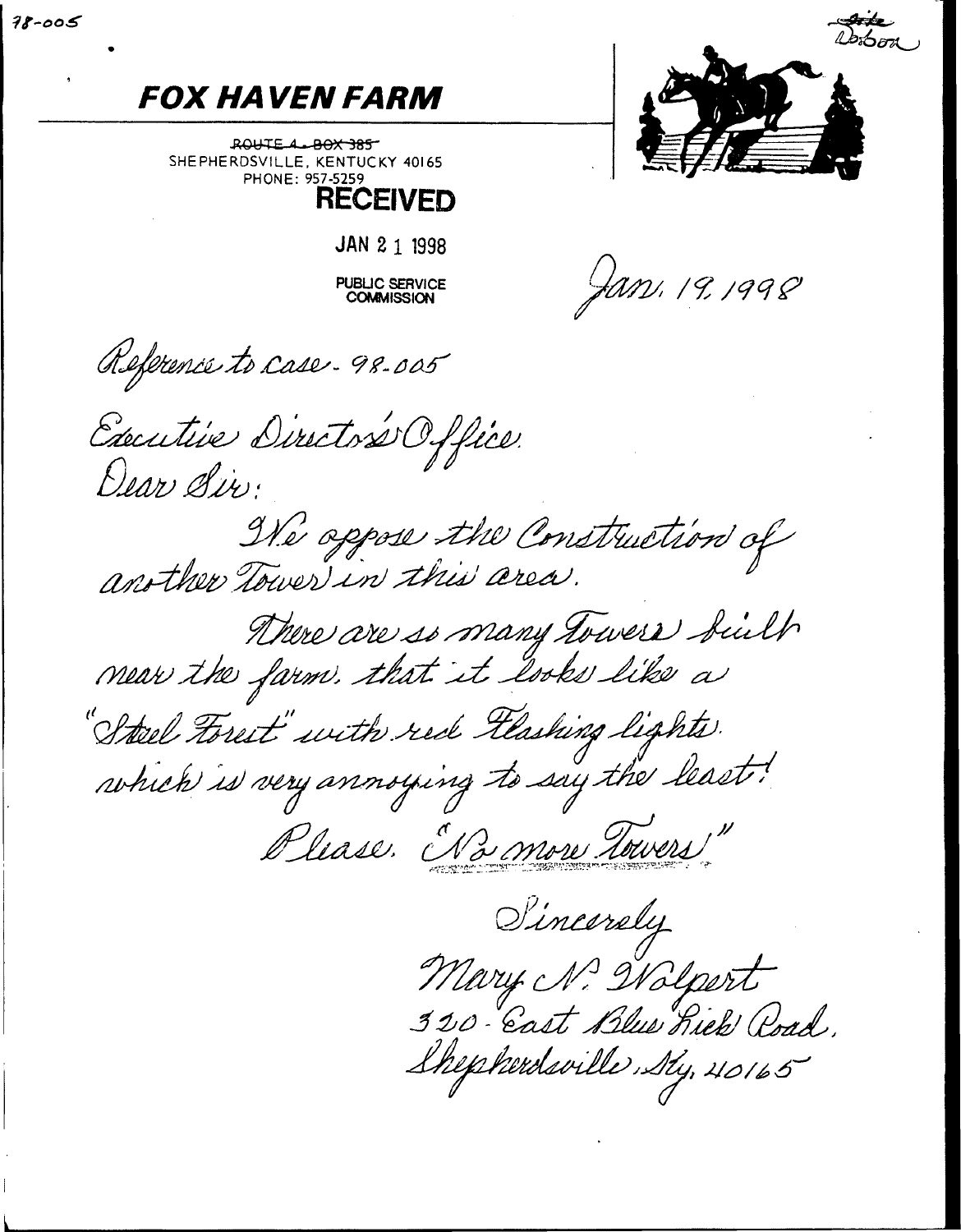98-005

Dobson

# FOX HAVEN FARM

~~ROUTE 4 - BOX 385~~
SHEPHERDSVILLE, KENTUCKY 40165
PHONE: 957-5259

**RECEIVED**

JAN 21 1998

PUBLIC SERVICE COMMISSION

Jan. 19, 1998

Reference to case - 98-005

Executive Director's Office.

Dear Sir:

We oppose the Construction of another Tower in this area.

There are so many Towers built near the farm, that it looks like a "Steel Forest" with red Flashing lights which is very annoying to say the least!

Please. "No more Towers"

Sincerely

Mary N. Wolpert
320 - East Blue Lick Road,
Shepherdsville, Ky. 40165